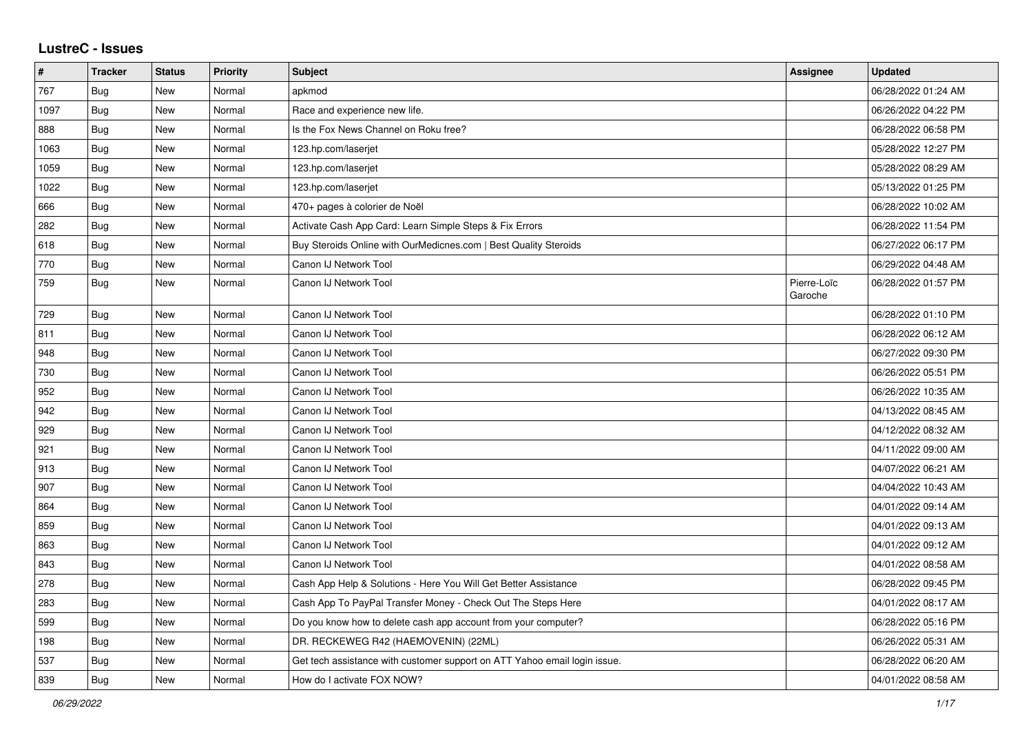# LustreC - Issues

| # | Tracker | Status | Priority | Subject | Assignee | Updated |
|---|---|---|---|---|---|---|
| 767 | Bug | New | Normal | apkmod | | 06/28/2022 01:24 AM |
| 1097 | Bug | New | Normal | Race and experience new life. | | 06/26/2022 04:22 PM |
| 888 | Bug | New | Normal | Is the Fox News Channel on Roku free? | | 06/28/2022 06:58 PM |
| 1063 | Bug | New | Normal | 123.hp.com/laserjet | | 05/28/2022 12:27 PM |
| 1059 | Bug | New | Normal | 123.hp.com/laserjet | | 05/28/2022 08:29 AM |
| 1022 | Bug | New | Normal | 123.hp.com/laserjet | | 05/13/2022 01:25 PM |
| 666 | Bug | New | Normal | 470+ pages à colorier de Noël | | 06/28/2022 10:02 AM |
| 282 | Bug | New | Normal | Activate Cash App Card: Learn Simple Steps & Fix Errors | | 06/28/2022 11:54 PM |
| 618 | Bug | New | Normal | Buy Steroids Online with OurMedicnes.com \| Best Quality Steroids | | 06/27/2022 06:17 PM |
| 770 | Bug | New | Normal | Canon IJ Network Tool | | 06/29/2022 04:48 AM |
| 759 | Bug | New | Normal | Canon IJ Network Tool | Pierre-Loïc Garoche | 06/28/2022 01:57 PM |
| 729 | Bug | New | Normal | Canon IJ Network Tool | | 06/28/2022 01:10 PM |
| 811 | Bug | New | Normal | Canon IJ Network Tool | | 06/28/2022 06:12 AM |
| 948 | Bug | New | Normal | Canon IJ Network Tool | | 06/27/2022 09:30 PM |
| 730 | Bug | New | Normal | Canon IJ Network Tool | | 06/26/2022 05:51 PM |
| 952 | Bug | New | Normal | Canon IJ Network Tool | | 06/26/2022 10:35 AM |
| 942 | Bug | New | Normal | Canon IJ Network Tool | | 04/13/2022 08:45 AM |
| 929 | Bug | New | Normal | Canon IJ Network Tool | | 04/12/2022 08:32 AM |
| 921 | Bug | New | Normal | Canon IJ Network Tool | | 04/11/2022 09:00 AM |
| 913 | Bug | New | Normal | Canon IJ Network Tool | | 04/07/2022 06:21 AM |
| 907 | Bug | New | Normal | Canon IJ Network Tool | | 04/04/2022 10:43 AM |
| 864 | Bug | New | Normal | Canon IJ Network Tool | | 04/01/2022 09:14 AM |
| 859 | Bug | New | Normal | Canon IJ Network Tool | | 04/01/2022 09:13 AM |
| 863 | Bug | New | Normal | Canon IJ Network Tool | | 04/01/2022 09:12 AM |
| 843 | Bug | New | Normal | Canon IJ Network Tool | | 04/01/2022 08:58 AM |
| 278 | Bug | New | Normal | Cash App Help & Solutions - Here You Will Get Better Assistance | | 06/28/2022 09:45 PM |
| 283 | Bug | New | Normal | Cash App To PayPal Transfer Money - Check Out The Steps Here | | 04/01/2022 08:17 AM |
| 599 | Bug | New | Normal | Do you know how to delete cash app account from your computer? | | 06/28/2022 05:16 PM |
| 198 | Bug | New | Normal | DR. RECKEWEG R42 (HAEMOVENIN) (22ML) | | 06/26/2022 05:31 AM |
| 537 | Bug | New | Normal | Get tech assistance with customer support on ATT Yahoo email login issue. | | 06/28/2022 06:20 AM |
| 839 | Bug | New | Normal | How do I activate FOX NOW? | | 04/01/2022 08:58 AM |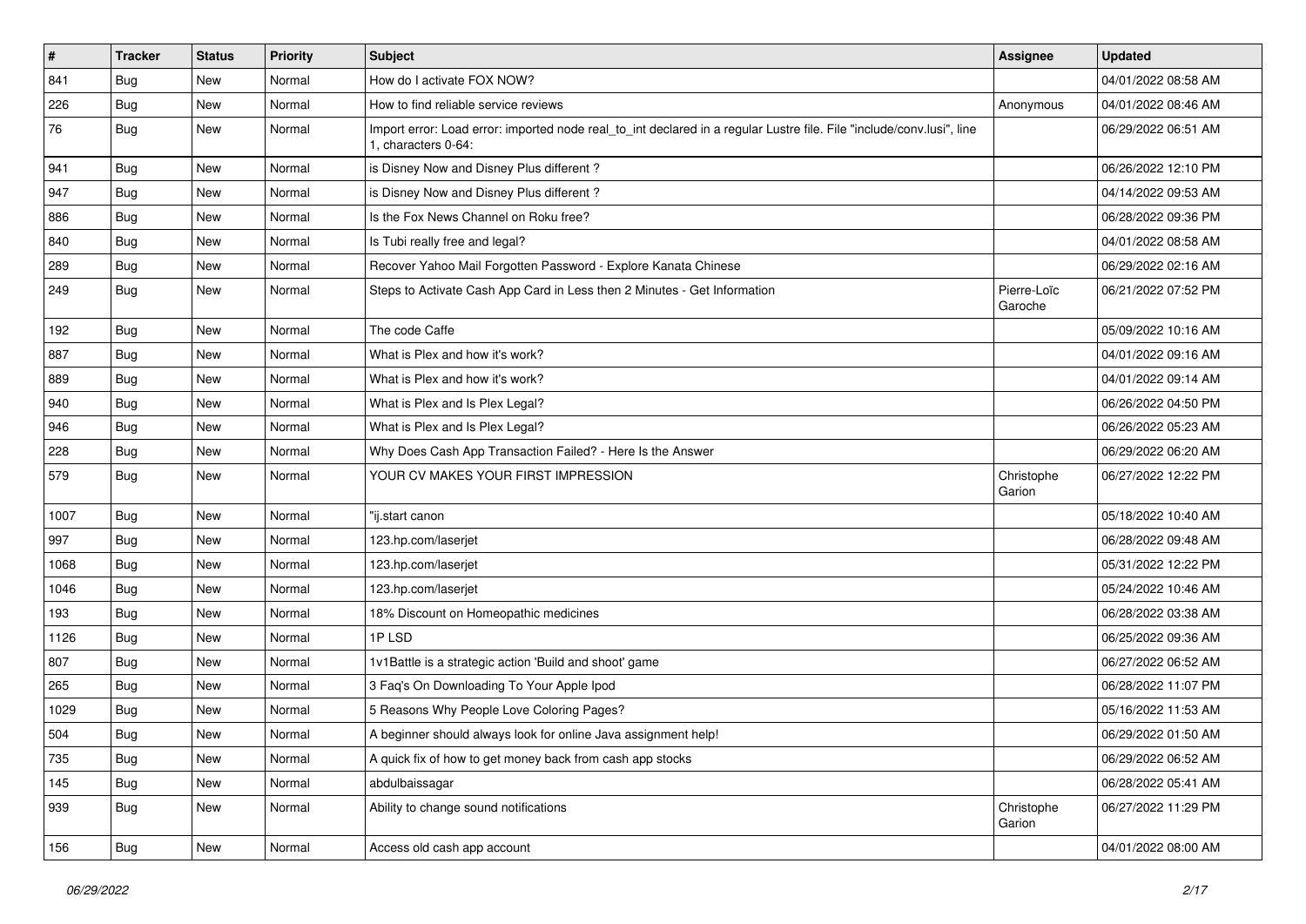| # | Tracker | Status | Priority | Subject | Assignee | Updated |
|---|---|---|---|---|---|---|
| 841 | Bug | New | Normal | How do I activate FOX NOW? | | 04/01/2022 08:58 AM |
| 226 | Bug | New | Normal | How to find reliable service reviews | Anonymous | 04/01/2022 08:46 AM |
| 76 | Bug | New | Normal | Import error: Load error: imported node real_to_int declared in a regular Lustre file. File "include/conv.lusi", line 1, characters 0-64: | | 06/29/2022 06:51 AM |
| 941 | Bug | New | Normal | is Disney Now and Disney Plus different ? | | 06/26/2022 12:10 PM |
| 947 | Bug | New | Normal | is Disney Now and Disney Plus different ? | | 04/14/2022 09:53 AM |
| 886 | Bug | New | Normal | Is the Fox News Channel on Roku free? | | 06/28/2022 09:36 PM |
| 840 | Bug | New | Normal | Is Tubi really free and legal? | | 04/01/2022 08:58 AM |
| 289 | Bug | New | Normal | Recover Yahoo Mail Forgotten Password - Explore Kanata Chinese | | 06/29/2022 02:16 AM |
| 249 | Bug | New | Normal | Steps to Activate Cash App Card in Less then 2 Minutes - Get Information | Pierre-Loïc Garoche | 06/21/2022 07:52 PM |
| 192 | Bug | New | Normal | The code Caffe | | 05/09/2022 10:16 AM |
| 887 | Bug | New | Normal | What is Plex and how it's work? | | 04/01/2022 09:16 AM |
| 889 | Bug | New | Normal | What is Plex and how it's work? | | 04/01/2022 09:14 AM |
| 940 | Bug | New | Normal | What is Plex and Is Plex Legal? | | 06/26/2022 04:50 PM |
| 946 | Bug | New | Normal | What is Plex and Is Plex Legal? | | 06/26/2022 05:23 AM |
| 228 | Bug | New | Normal | Why Does Cash App Transaction Failed? - Here Is the Answer | | 06/29/2022 06:20 AM |
| 579 | Bug | New | Normal | YOUR CV MAKES YOUR FIRST IMPRESSION | Christophe Garion | 06/27/2022 12:22 PM |
| 1007 | Bug | New | Normal | "ij.start canon | | 05/18/2022 10:40 AM |
| 997 | Bug | New | Normal | 123.hp.com/laserjet | | 06/28/2022 09:48 AM |
| 1068 | Bug | New | Normal | 123.hp.com/laserjet | | 05/31/2022 12:22 PM |
| 1046 | Bug | New | Normal | 123.hp.com/laserjet | | 05/24/2022 10:46 AM |
| 193 | Bug | New | Normal | 18% Discount on Homeopathic medicines | | 06/28/2022 03:38 AM |
| 1126 | Bug | New | Normal | 1P LSD | | 06/25/2022 09:36 AM |
| 807 | Bug | New | Normal | 1v1Battle is a strategic action 'Build and shoot' game | | 06/27/2022 06:52 AM |
| 265 | Bug | New | Normal | 3 Faq's On Downloading To Your Apple Ipod | | 06/28/2022 11:07 PM |
| 1029 | Bug | New | Normal | 5 Reasons Why People Love Coloring Pages? | | 05/16/2022 11:53 AM |
| 504 | Bug | New | Normal | A beginner should always look for online Java assignment help! | | 06/29/2022 01:50 AM |
| 735 | Bug | New | Normal | A quick fix of how to get money back from cash app stocks | | 06/29/2022 06:52 AM |
| 145 | Bug | New | Normal | abdulbaissagar | | 06/28/2022 05:41 AM |
| 939 | Bug | New | Normal | Ability to change sound notifications | Christophe Garion | 06/27/2022 11:29 PM |
| 156 | Bug | New | Normal | Access old cash app account | | 04/01/2022 08:00 AM |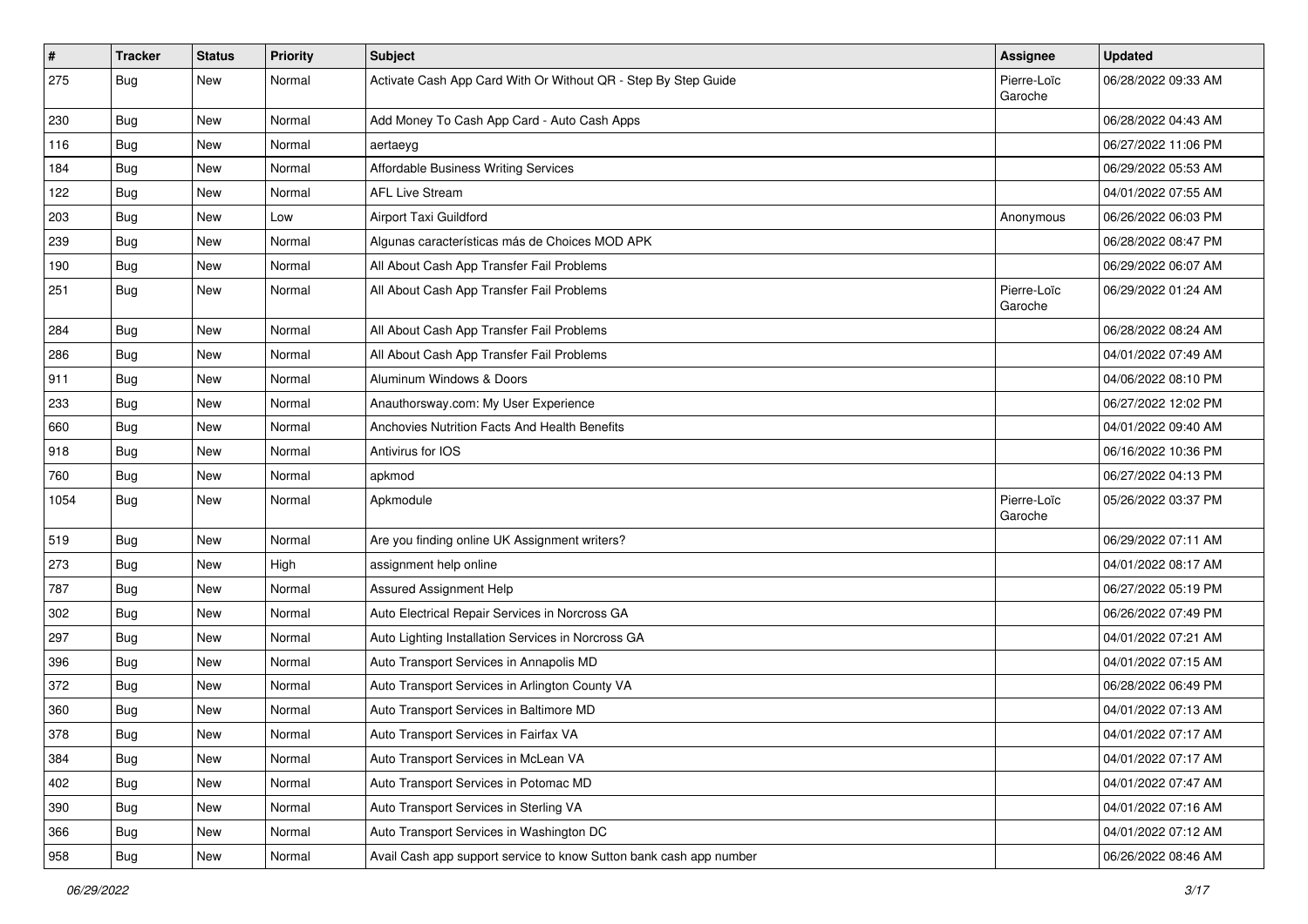| # | Tracker | Status | Priority | Subject | Assignee | Updated |
|---|---|---|---|---|---|---|
| 275 | Bug | New | Normal | Activate Cash App Card With Or Without QR - Step By Step Guide | Pierre-Loïc Garoche | 06/28/2022 09:33 AM |
| 230 | Bug | New | Normal | Add Money To Cash App Card - Auto Cash Apps | | 06/28/2022 04:43 AM |
| 116 | Bug | New | Normal | aertaeyg | | 06/27/2022 11:06 PM |
| 184 | Bug | New | Normal | Affordable Business Writing Services | | 06/29/2022 05:53 AM |
| 122 | Bug | New | Normal | AFL Live Stream | | 04/01/2022 07:55 AM |
| 203 | Bug | New | Low | Airport Taxi Guildford | Anonymous | 06/26/2022 06:03 PM |
| 239 | Bug | New | Normal | Algunas características más de Choices MOD APK | | 06/28/2022 08:47 PM |
| 190 | Bug | New | Normal | All About Cash App Transfer Fail Problems | | 06/29/2022 06:07 AM |
| 251 | Bug | New | Normal | All About Cash App Transfer Fail Problems | Pierre-Loïc Garoche | 06/29/2022 01:24 AM |
| 284 | Bug | New | Normal | All About Cash App Transfer Fail Problems | | 06/28/2022 08:24 AM |
| 286 | Bug | New | Normal | All About Cash App Transfer Fail Problems | | 04/01/2022 07:49 AM |
| 911 | Bug | New | Normal | Aluminum Windows & Doors | | 04/06/2022 08:10 PM |
| 233 | Bug | New | Normal | Anauthorsway.com: My User Experience | | 06/27/2022 12:02 PM |
| 660 | Bug | New | Normal | Anchovies Nutrition Facts And Health Benefits | | 04/01/2022 09:40 AM |
| 918 | Bug | New | Normal | Antivirus for IOS | | 06/16/2022 10:36 PM |
| 760 | Bug | New | Normal | apkmod | | 06/27/2022 04:13 PM |
| 1054 | Bug | New | Normal | Apkmodule | Pierre-Loïc Garoche | 05/26/2022 03:37 PM |
| 519 | Bug | New | Normal | Are you finding online UK Assignment writers? | | 06/29/2022 07:11 AM |
| 273 | Bug | New | High | assignment help online | | 04/01/2022 08:17 AM |
| 787 | Bug | New | Normal | Assured Assignment Help | | 06/27/2022 05:19 PM |
| 302 | Bug | New | Normal | Auto Electrical Repair Services in Norcross GA | | 06/26/2022 07:49 PM |
| 297 | Bug | New | Normal | Auto Lighting Installation Services in Norcross GA | | 04/01/2022 07:21 AM |
| 396 | Bug | New | Normal | Auto Transport Services in Annapolis MD | | 04/01/2022 07:15 AM |
| 372 | Bug | New | Normal | Auto Transport Services in Arlington County VA | | 06/28/2022 06:49 PM |
| 360 | Bug | New | Normal | Auto Transport Services in Baltimore MD | | 04/01/2022 07:13 AM |
| 378 | Bug | New | Normal | Auto Transport Services in Fairfax VA | | 04/01/2022 07:17 AM |
| 384 | Bug | New | Normal | Auto Transport Services in McLean VA | | 04/01/2022 07:17 AM |
| 402 | Bug | New | Normal | Auto Transport Services in Potomac MD | | 04/01/2022 07:47 AM |
| 390 | Bug | New | Normal | Auto Transport Services in Sterling VA | | 04/01/2022 07:16 AM |
| 366 | Bug | New | Normal | Auto Transport Services in Washington DC | | 04/01/2022 07:12 AM |
| 958 | Bug | New | Normal | Avail Cash app support service to know Sutton bank cash app number | | 06/26/2022 08:46 AM |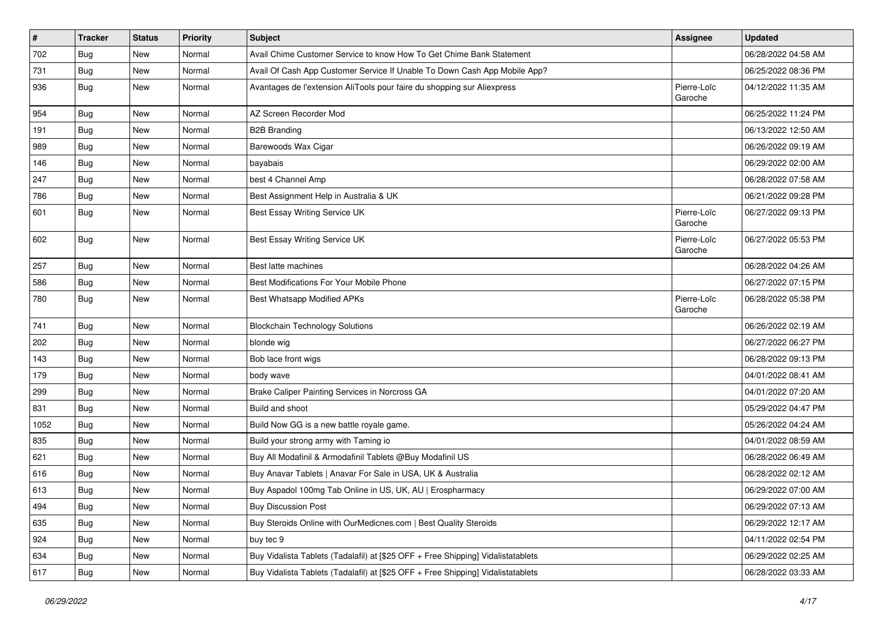| # | Tracker | Status | Priority | Subject | Assignee | Updated |
|---|---|---|---|---|---|---|
| 702 | Bug | New | Normal | Avail Chime Customer Service to know How To Get Chime Bank Statement | | 06/28/2022 04:58 AM |
| 731 | Bug | New | Normal | Avail Of Cash App Customer Service If Unable To Down Cash App Mobile App? | | 06/25/2022 08:36 PM |
| 936 | Bug | New | Normal | Avantages de l'extension AliTools pour faire du shopping sur Aliexpress | Pierre-Loïc Garoche | 04/12/2022 11:35 AM |
| 954 | Bug | New | Normal | AZ Screen Recorder Mod | | 06/25/2022 11:24 PM |
| 191 | Bug | New | Normal | B2B Branding | | 06/13/2022 12:50 AM |
| 989 | Bug | New | Normal | Barewoods Wax Cigar | | 06/26/2022 09:19 AM |
| 146 | Bug | New | Normal | bayabais | | 06/29/2022 02:00 AM |
| 247 | Bug | New | Normal | best 4 Channel Amp | | 06/28/2022 07:58 AM |
| 786 | Bug | New | Normal | Best Assignment Help in Australia & UK | | 06/21/2022 09:28 PM |
| 601 | Bug | New | Normal | Best Essay Writing Service UK | Pierre-Loïc Garoche | 06/27/2022 09:13 PM |
| 602 | Bug | New | Normal | Best Essay Writing Service UK | Pierre-Loïc Garoche | 06/27/2022 05:53 PM |
| 257 | Bug | New | Normal | Best latte machines | | 06/28/2022 04:26 AM |
| 586 | Bug | New | Normal | Best Modifications For Your Mobile Phone | | 06/27/2022 07:15 PM |
| 780 | Bug | New | Normal | Best Whatsapp Modified APKs | Pierre-Loïc Garoche | 06/28/2022 05:38 PM |
| 741 | Bug | New | Normal | Blockchain Technology Solutions | | 06/26/2022 02:19 AM |
| 202 | Bug | New | Normal | blonde wig | | 06/27/2022 06:27 PM |
| 143 | Bug | New | Normal | Bob lace front wigs | | 06/28/2022 09:13 PM |
| 179 | Bug | New | Normal | body wave | | 04/01/2022 08:41 AM |
| 299 | Bug | New | Normal | Brake Caliper Painting Services in Norcross GA | | 04/01/2022 07:20 AM |
| 831 | Bug | New | Normal | Build and shoot | | 05/29/2022 04:47 PM |
| 1052 | Bug | New | Normal | Build Now GG is a new battle royale game. | | 05/26/2022 04:24 AM |
| 835 | Bug | New | Normal | Build your strong army with Taming io | | 04/01/2022 08:59 AM |
| 621 | Bug | New | Normal | Buy All Modafinil & Armodafinil Tablets @Buy Modafinil US | | 06/28/2022 06:49 AM |
| 616 | Bug | New | Normal | Buy Anavar Tablets \| Anavar For Sale in USA, UK & Australia | | 06/28/2022 02:12 AM |
| 613 | Bug | New | Normal | Buy Aspadol 100mg Tab Online in US, UK, AU \| Erospharmacy | | 06/29/2022 07:00 AM |
| 494 | Bug | New | Normal | Buy Discussion Post | | 06/29/2022 07:13 AM |
| 635 | Bug | New | Normal | Buy Steroids Online with OurMedicnes.com \| Best Quality Steroids | | 06/29/2022 12:17 AM |
| 924 | Bug | New | Normal | buy tec 9 | | 04/11/2022 02:54 PM |
| 634 | Bug | New | Normal | Buy Vidalista Tablets (Tadalafil) at [$25 OFF + Free Shipping] Vidalistatablets | | 06/29/2022 02:25 AM |
| 617 | Bug | New | Normal | Buy Vidalista Tablets (Tadalafil) at [$25 OFF + Free Shipping] Vidalistatablets | | 06/28/2022 03:33 AM |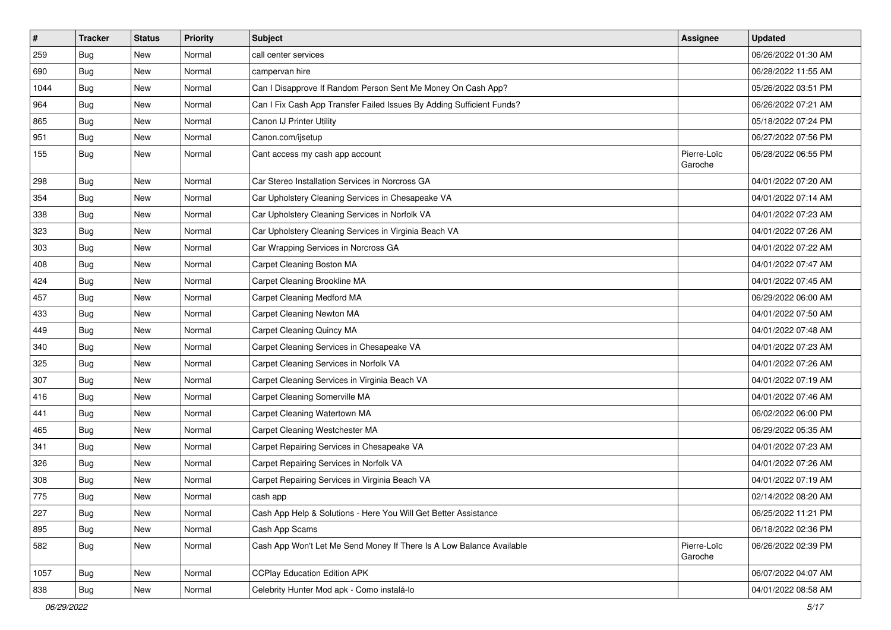| # | Tracker | Status | Priority | Subject | Assignee | Updated |
| --- | --- | --- | --- | --- | --- | --- |
| 259 | Bug | New | Normal | call center services | | 06/26/2022 01:30 AM |
| 690 | Bug | New | Normal | campervan hire | | 06/28/2022 11:55 AM |
| 1044 | Bug | New | Normal | Can I Disapprove If Random Person Sent Me Money On Cash App? | | 05/26/2022 03:51 PM |
| 964 | Bug | New | Normal | Can I Fix Cash App Transfer Failed Issues By Adding Sufficient Funds? | | 06/26/2022 07:21 AM |
| 865 | Bug | New | Normal | Canon IJ Printer Utility | | 05/18/2022 07:24 PM |
| 951 | Bug | New | Normal | Canon.com/ijsetup | | 06/27/2022 07:56 PM |
| 155 | Bug | New | Normal | Cant access my cash app account | Pierre-Loïc Garoche | 06/28/2022 06:55 PM |
| 298 | Bug | New | Normal | Car Stereo Installation Services in Norcross GA | | 04/01/2022 07:20 AM |
| 354 | Bug | New | Normal | Car Upholstery Cleaning Services in Chesapeake VA | | 04/01/2022 07:14 AM |
| 338 | Bug | New | Normal | Car Upholstery Cleaning Services in Norfolk VA | | 04/01/2022 07:23 AM |
| 323 | Bug | New | Normal | Car Upholstery Cleaning Services in Virginia Beach VA | | 04/01/2022 07:26 AM |
| 303 | Bug | New | Normal | Car Wrapping Services in Norcross GA | | 04/01/2022 07:22 AM |
| 408 | Bug | New | Normal | Carpet Cleaning Boston MA | | 04/01/2022 07:47 AM |
| 424 | Bug | New | Normal | Carpet Cleaning Brookline MA | | 04/01/2022 07:45 AM |
| 457 | Bug | New | Normal | Carpet Cleaning Medford MA | | 06/29/2022 06:00 AM |
| 433 | Bug | New | Normal | Carpet Cleaning Newton MA | | 04/01/2022 07:50 AM |
| 449 | Bug | New | Normal | Carpet Cleaning Quincy MA | | 04/01/2022 07:48 AM |
| 340 | Bug | New | Normal | Carpet Cleaning Services in Chesapeake VA | | 04/01/2022 07:23 AM |
| 325 | Bug | New | Normal | Carpet Cleaning Services in Norfolk VA | | 04/01/2022 07:26 AM |
| 307 | Bug | New | Normal | Carpet Cleaning Services in Virginia Beach VA | | 04/01/2022 07:19 AM |
| 416 | Bug | New | Normal | Carpet Cleaning Somerville MA | | 04/01/2022 07:46 AM |
| 441 | Bug | New | Normal | Carpet Cleaning Watertown MA | | 06/02/2022 06:00 PM |
| 465 | Bug | New | Normal | Carpet Cleaning Westchester MA | | 06/29/2022 05:35 AM |
| 341 | Bug | New | Normal | Carpet Repairing Services in Chesapeake VA | | 04/01/2022 07:23 AM |
| 326 | Bug | New | Normal | Carpet Repairing Services in Norfolk VA | | 04/01/2022 07:26 AM |
| 308 | Bug | New | Normal | Carpet Repairing Services in Virginia Beach VA | | 04/01/2022 07:19 AM |
| 775 | Bug | New | Normal | cash app | | 02/14/2022 08:20 AM |
| 227 | Bug | New | Normal | Cash App Help & Solutions - Here You Will Get Better Assistance | | 06/25/2022 11:21 PM |
| 895 | Bug | New | Normal | Cash App Scams | | 06/18/2022 02:36 PM |
| 582 | Bug | New | Normal | Cash App Won't Let Me Send Money If There Is A Low Balance Available | Pierre-Loïc Garoche | 06/26/2022 02:39 PM |
| 1057 | Bug | New | Normal | CCPlay Education Edition APK | | 06/07/2022 04:07 AM |
| 838 | Bug | New | Normal | Celebrity Hunter Mod apk - Como instalá-lo | | 04/01/2022 08:58 AM |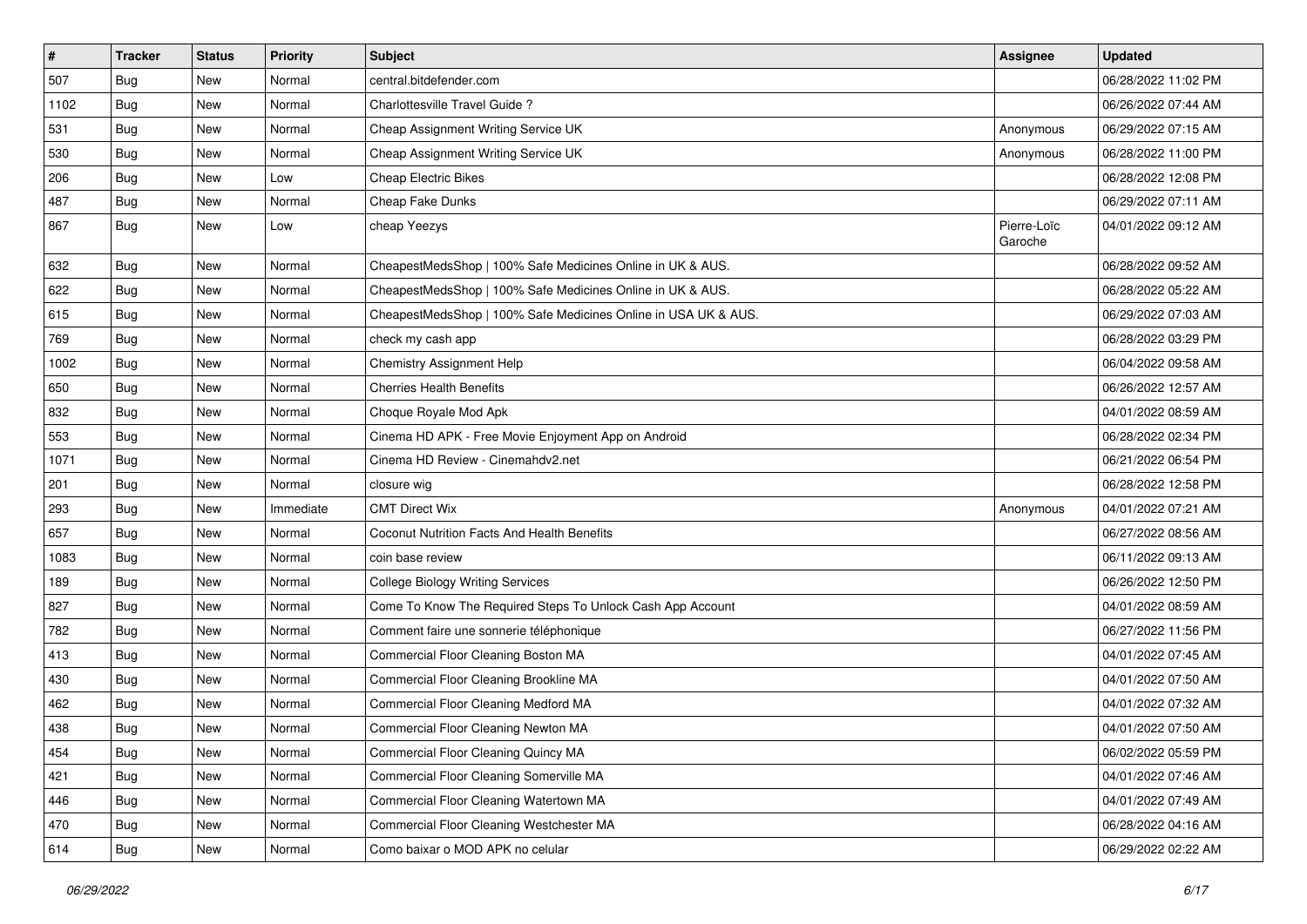| # | Tracker | Status | Priority | Subject | Assignee | Updated |
| --- | --- | --- | --- | --- | --- | --- |
| 507 | Bug | New | Normal | central.bitdefender.com | | 06/28/2022 11:02 PM |
| 1102 | Bug | New | Normal | Charlottesville Travel Guide ? | | 06/26/2022 07:44 AM |
| 531 | Bug | New | Normal | Cheap Assignment Writing Service UK | Anonymous | 06/29/2022 07:15 AM |
| 530 | Bug | New | Normal | Cheap Assignment Writing Service UK | Anonymous | 06/28/2022 11:00 PM |
| 206 | Bug | New | Low | Cheap Electric Bikes | | 06/28/2022 12:08 PM |
| 487 | Bug | New | Normal | Cheap Fake Dunks | | 06/29/2022 07:11 AM |
| 867 | Bug | New | Low | cheap Yeezys | Pierre-Loïc Garoche | 04/01/2022 09:12 AM |
| 632 | Bug | New | Normal | CheapestMedsShop \| 100% Safe Medicines Online in UK & AUS. | | 06/28/2022 09:52 AM |
| 622 | Bug | New | Normal | CheapestMedsShop \| 100% Safe Medicines Online in UK & AUS. | | 06/28/2022 05:22 AM |
| 615 | Bug | New | Normal | CheapestMedsShop \| 100% Safe Medicines Online in USA UK & AUS. | | 06/29/2022 07:03 AM |
| 769 | Bug | New | Normal | check my cash app | | 06/28/2022 03:29 PM |
| 1002 | Bug | New | Normal | Chemistry Assignment Help | | 06/04/2022 09:58 AM |
| 650 | Bug | New | Normal | Cherries Health Benefits | | 06/26/2022 12:57 AM |
| 832 | Bug | New | Normal | Choque Royale Mod Apk | | 04/01/2022 08:59 AM |
| 553 | Bug | New | Normal | Cinema HD APK - Free Movie Enjoyment App on Android | | 06/28/2022 02:34 PM |
| 1071 | Bug | New | Normal | Cinema HD Review - Cinemahdv2.net | | 06/21/2022 06:54 PM |
| 201 | Bug | New | Normal | closure wig | | 06/28/2022 12:58 PM |
| 293 | Bug | New | Immediate | CMT Direct Wix | Anonymous | 04/01/2022 07:21 AM |
| 657 | Bug | New | Normal | Coconut Nutrition Facts And Health Benefits | | 06/27/2022 08:56 AM |
| 1083 | Bug | New | Normal | coin base review | | 06/11/2022 09:13 AM |
| 189 | Bug | New | Normal | College Biology Writing Services | | 06/26/2022 12:50 PM |
| 827 | Bug | New | Normal | Come To Know The Required Steps To Unlock Cash App Account | | 04/01/2022 08:59 AM |
| 782 | Bug | New | Normal | Comment faire une sonnerie téléphonique | | 06/27/2022 11:56 PM |
| 413 | Bug | New | Normal | Commercial Floor Cleaning Boston MA | | 04/01/2022 07:45 AM |
| 430 | Bug | New | Normal | Commercial Floor Cleaning Brookline MA | | 04/01/2022 07:50 AM |
| 462 | Bug | New | Normal | Commercial Floor Cleaning Medford MA | | 04/01/2022 07:32 AM |
| 438 | Bug | New | Normal | Commercial Floor Cleaning Newton MA | | 04/01/2022 07:50 AM |
| 454 | Bug | New | Normal | Commercial Floor Cleaning Quincy MA | | 06/02/2022 05:59 PM |
| 421 | Bug | New | Normal | Commercial Floor Cleaning Somerville MA | | 04/01/2022 07:46 AM |
| 446 | Bug | New | Normal | Commercial Floor Cleaning Watertown MA | | 04/01/2022 07:49 AM |
| 470 | Bug | New | Normal | Commercial Floor Cleaning Westchester MA | | 06/28/2022 04:16 AM |
| 614 | Bug | New | Normal | Como baixar o MOD APK no celular | | 06/29/2022 02:22 AM |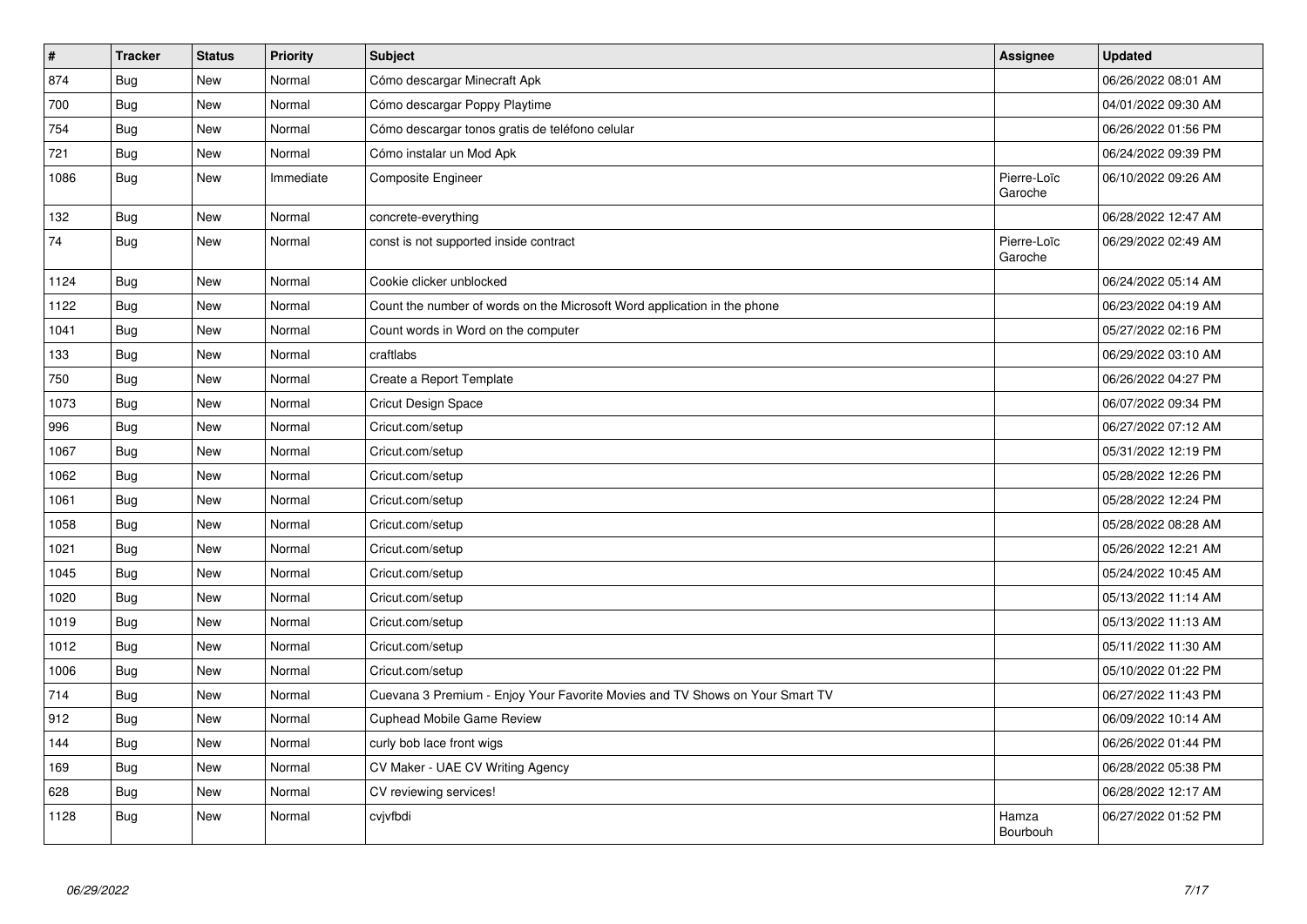| # | Tracker | Status | Priority | Subject | Assignee | Updated |
|---|---|---|---|---|---|---|
| 874 | Bug | New | Normal | Cómo descargar Minecraft Apk | | 06/26/2022 08:01 AM |
| 700 | Bug | New | Normal | Cómo descargar Poppy Playtime | | 04/01/2022 09:30 AM |
| 754 | Bug | New | Normal | Cómo descargar tonos gratis de teléfono celular | | 06/26/2022 01:56 PM |
| 721 | Bug | New | Normal | Cómo instalar un Mod Apk | | 06/24/2022 09:39 PM |
| 1086 | Bug | New | Immediate | Composite Engineer | Pierre-Loïc Garoche | 06/10/2022 09:26 AM |
| 132 | Bug | New | Normal | concrete-everything | | 06/28/2022 12:47 AM |
| 74 | Bug | New | Normal | const is not supported inside contract | Pierre-Loïc Garoche | 06/29/2022 02:49 AM |
| 1124 | Bug | New | Normal | Cookie clicker unblocked | | 06/24/2022 05:14 AM |
| 1122 | Bug | New | Normal | Count the number of words on the Microsoft Word application in the phone | | 06/23/2022 04:19 AM |
| 1041 | Bug | New | Normal | Count words in Word on the computer | | 05/27/2022 02:16 PM |
| 133 | Bug | New | Normal | craftlabs | | 06/29/2022 03:10 AM |
| 750 | Bug | New | Normal | Create a Report Template | | 06/26/2022 04:27 PM |
| 1073 | Bug | New | Normal | Cricut Design Space | | 06/07/2022 09:34 PM |
| 996 | Bug | New | Normal | Cricut.com/setup | | 06/27/2022 07:12 AM |
| 1067 | Bug | New | Normal | Cricut.com/setup | | 05/31/2022 12:19 PM |
| 1062 | Bug | New | Normal | Cricut.com/setup | | 05/28/2022 12:26 PM |
| 1061 | Bug | New | Normal | Cricut.com/setup | | 05/28/2022 12:24 PM |
| 1058 | Bug | New | Normal | Cricut.com/setup | | 05/28/2022 08:28 AM |
| 1021 | Bug | New | Normal | Cricut.com/setup | | 05/26/2022 12:21 AM |
| 1045 | Bug | New | Normal | Cricut.com/setup | | 05/24/2022 10:45 AM |
| 1020 | Bug | New | Normal | Cricut.com/setup | | 05/13/2022 11:14 AM |
| 1019 | Bug | New | Normal | Cricut.com/setup | | 05/13/2022 11:13 AM |
| 1012 | Bug | New | Normal | Cricut.com/setup | | 05/11/2022 11:30 AM |
| 1006 | Bug | New | Normal | Cricut.com/setup | | 05/10/2022 01:22 PM |
| 714 | Bug | New | Normal | Cuevana 3 Premium - Enjoy Your Favorite Movies and TV Shows on Your Smart TV | | 06/27/2022 11:43 PM |
| 912 | Bug | New | Normal | Cuphead Mobile Game Review | | 06/09/2022 10:14 AM |
| 144 | Bug | New | Normal | curly bob lace front wigs | | 06/26/2022 01:44 PM |
| 169 | Bug | New | Normal | CV Maker - UAE CV Writing Agency | | 06/28/2022 05:38 PM |
| 628 | Bug | New | Normal | CV reviewing services! | | 06/28/2022 12:17 AM |
| 1128 | Bug | New | Normal | cvjvfbdi | Hamza Bourbouh | 06/27/2022 01:52 PM |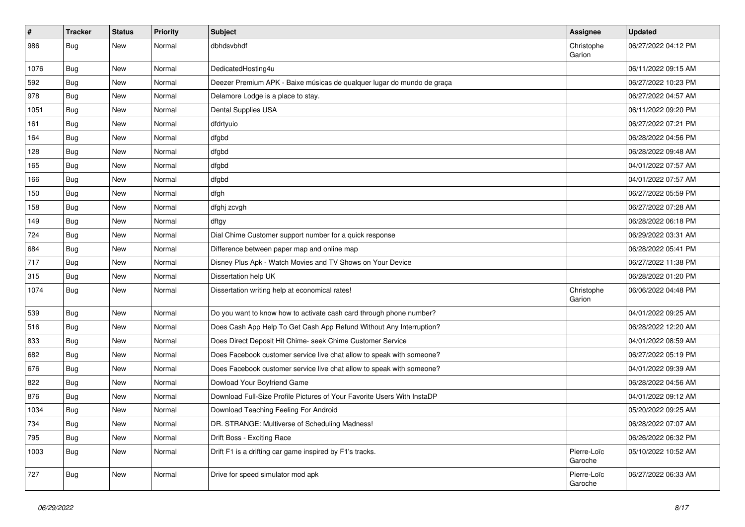| # | Tracker | Status | Priority | Subject | Assignee | Updated |
| --- | --- | --- | --- | --- | --- | --- |
| 986 | Bug | New | Normal | dbhdsvbhdf | Christophe Garion | 06/27/2022 04:12 PM |
| 1076 | Bug | New | Normal | DedicatedHosting4u | | 06/11/2022 09:15 AM |
| 592 | Bug | New | Normal | Deezer Premium APK - Baixe músicas de qualquer lugar do mundo de graça | | 06/27/2022 10:23 PM |
| 978 | Bug | New | Normal | Delamore Lodge is a place to stay. | | 06/27/2022 04:57 AM |
| 1051 | Bug | New | Normal | Dental Supplies USA | | 06/11/2022 09:20 PM |
| 161 | Bug | New | Normal | dfdrtyuio | | 06/27/2022 07:21 PM |
| 164 | Bug | New | Normal | dfgbd | | 06/28/2022 04:56 PM |
| 128 | Bug | New | Normal | dfgbd | | 06/28/2022 09:48 AM |
| 165 | Bug | New | Normal | dfgbd | | 04/01/2022 07:57 AM |
| 166 | Bug | New | Normal | dfgbd | | 04/01/2022 07:57 AM |
| 150 | Bug | New | Normal | dfgh | | 06/27/2022 05:59 PM |
| 158 | Bug | New | Normal | dfghj zcvgh | | 06/27/2022 07:28 AM |
| 149 | Bug | New | Normal | dftgy | | 06/28/2022 06:18 PM |
| 724 | Bug | New | Normal | Dial Chime Customer support number for a quick response | | 06/29/2022 03:31 AM |
| 684 | Bug | New | Normal | Difference between paper map and online map | | 06/28/2022 05:41 PM |
| 717 | Bug | New | Normal | Disney Plus Apk - Watch Movies and TV Shows on Your Device | | 06/27/2022 11:38 PM |
| 315 | Bug | New | Normal | Dissertation help UK | | 06/28/2022 01:20 PM |
| 1074 | Bug | New | Normal | Dissertation writing help at economical rates! | Christophe Garion | 06/06/2022 04:48 PM |
| 539 | Bug | New | Normal | Do you want to know how to activate cash card through phone number? | | 04/01/2022 09:25 AM |
| 516 | Bug | New | Normal | Does Cash App Help To Get Cash App Refund Without Any Interruption? | | 06/28/2022 12:20 AM |
| 833 | Bug | New | Normal | Does Direct Deposit Hit Chime- seek Chime Customer Service | | 04/01/2022 08:59 AM |
| 682 | Bug | New | Normal | Does Facebook customer service live chat allow to speak with someone? | | 06/27/2022 05:19 PM |
| 676 | Bug | New | Normal | Does Facebook customer service live chat allow to speak with someone? | | 04/01/2022 09:39 AM |
| 822 | Bug | New | Normal | Dowload Your Boyfriend Game | | 06/28/2022 04:56 AM |
| 876 | Bug | New | Normal | Download Full-Size Profile Pictures of Your Favorite Users With InstaDP | | 04/01/2022 09:12 AM |
| 1034 | Bug | New | Normal | Download Teaching Feeling For Android | | 05/20/2022 09:25 AM |
| 734 | Bug | New | Normal | DR. STRANGE: Multiverse of Scheduling Madness! | | 06/28/2022 07:07 AM |
| 795 | Bug | New | Normal | Drift Boss - Exciting Race | | 06/26/2022 06:32 PM |
| 1003 | Bug | New | Normal | Drift F1 is a drifting car game inspired by F1's tracks. | Pierre-Loïc Garoche | 05/10/2022 10:52 AM |
| 727 | Bug | New | Normal | Drive for speed simulator mod apk | Pierre-Loïc Garoche | 06/27/2022 06:33 AM |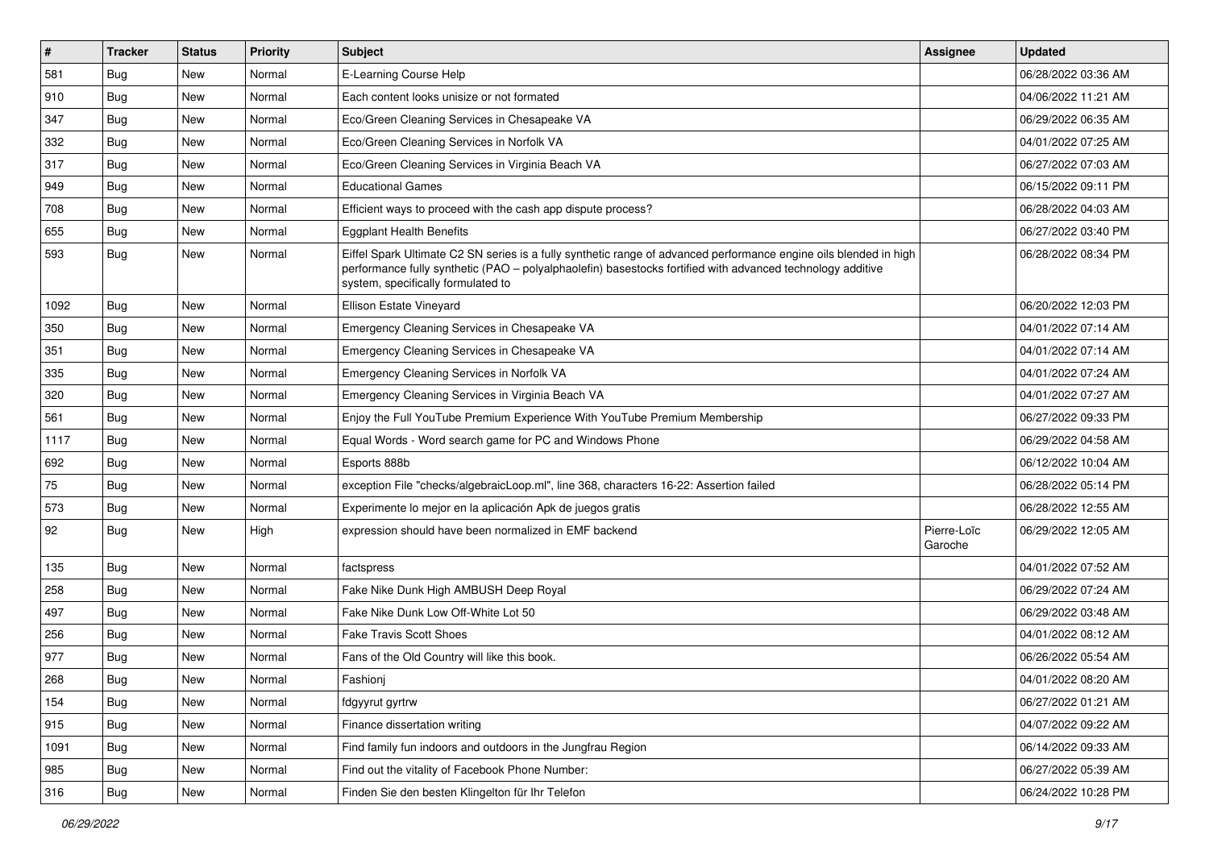| # | Tracker | Status | Priority | Subject | Assignee | Updated |
| --- | --- | --- | --- | --- | --- | --- |
| 581 | Bug | New | Normal | E-Learning Course Help | | 06/28/2022 03:36 AM |
| 910 | Bug | New | Normal | Each content looks unisize or not formated | | 04/06/2022 11:21 AM |
| 347 | Bug | New | Normal | Eco/Green Cleaning Services in Chesapeake VA | | 06/29/2022 06:35 AM |
| 332 | Bug | New | Normal | Eco/Green Cleaning Services in Norfolk VA | | 04/01/2022 07:25 AM |
| 317 | Bug | New | Normal | Eco/Green Cleaning Services in Virginia Beach VA | | 06/27/2022 07:03 AM |
| 949 | Bug | New | Normal | Educational Games | | 06/15/2022 09:11 PM |
| 708 | Bug | New | Normal | Efficient ways to proceed with the cash app dispute process? | | 06/28/2022 04:03 AM |
| 655 | Bug | New | Normal | Eggplant Health Benefits | | 06/27/2022 03:40 PM |
| 593 | Bug | New | Normal | Eiffel Spark Ultimate C2 SN series is a fully synthetic range of advanced performance engine oils blended in high performance fully synthetic (PAO – polyalphaolefin) basestocks fortified with advanced technology additive system, specifically formulated to | | 06/28/2022 08:34 PM |
| 1092 | Bug | New | Normal | Ellison Estate Vineyard | | 06/20/2022 12:03 PM |
| 350 | Bug | New | Normal | Emergency Cleaning Services in Chesapeake VA | | 04/01/2022 07:14 AM |
| 351 | Bug | New | Normal | Emergency Cleaning Services in Chesapeake VA | | 04/01/2022 07:14 AM |
| 335 | Bug | New | Normal | Emergency Cleaning Services in Norfolk VA | | 04/01/2022 07:24 AM |
| 320 | Bug | New | Normal | Emergency Cleaning Services in Virginia Beach VA | | 04/01/2022 07:27 AM |
| 561 | Bug | New | Normal | Enjoy the Full YouTube Premium Experience With YouTube Premium Membership | | 06/27/2022 09:33 PM |
| 1117 | Bug | New | Normal | Equal Words - Word search game for PC and Windows Phone | | 06/29/2022 04:58 AM |
| 692 | Bug | New | Normal | Esports 888b | | 06/12/2022 10:04 AM |
| 75 | Bug | New | Normal | exception File "checks/algebraicLoop.ml", line 368, characters 16-22: Assertion failed | | 06/28/2022 05:14 PM |
| 573 | Bug | New | Normal | Experimente lo mejor en la aplicación Apk de juegos gratis | | 06/28/2022 12:55 AM |
| 92 | Bug | New | High | expression should have been normalized in EMF backend | Pierre-Loïc Garoche | 06/29/2022 12:05 AM |
| 135 | Bug | New | Normal | factspress | | 04/01/2022 07:52 AM |
| 258 | Bug | New | Normal | Fake Nike Dunk High AMBUSH Deep Royal | | 06/29/2022 07:24 AM |
| 497 | Bug | New | Normal | Fake Nike Dunk Low Off-White Lot 50 | | 06/29/2022 03:48 AM |
| 256 | Bug | New | Normal | Fake Travis Scott Shoes | | 04/01/2022 08:12 AM |
| 977 | Bug | New | Normal | Fans of the Old Country will like this book. | | 06/26/2022 05:54 AM |
| 268 | Bug | New | Normal | Fashionj | | 04/01/2022 08:20 AM |
| 154 | Bug | New | Normal | fdgyyrut gyrtrw | | 06/27/2022 01:21 AM |
| 915 | Bug | New | Normal | Finance dissertation writing | | 04/07/2022 09:22 AM |
| 1091 | Bug | New | Normal | Find family fun indoors and outdoors in the Jungfrau Region | | 06/14/2022 09:33 AM |
| 985 | Bug | New | Normal | Find out the vitality of Facebook Phone Number: | | 06/27/2022 05:39 AM |
| 316 | Bug | New | Normal | Finden Sie den besten Klingelton für Ihr Telefon | | 06/24/2022 10:28 PM |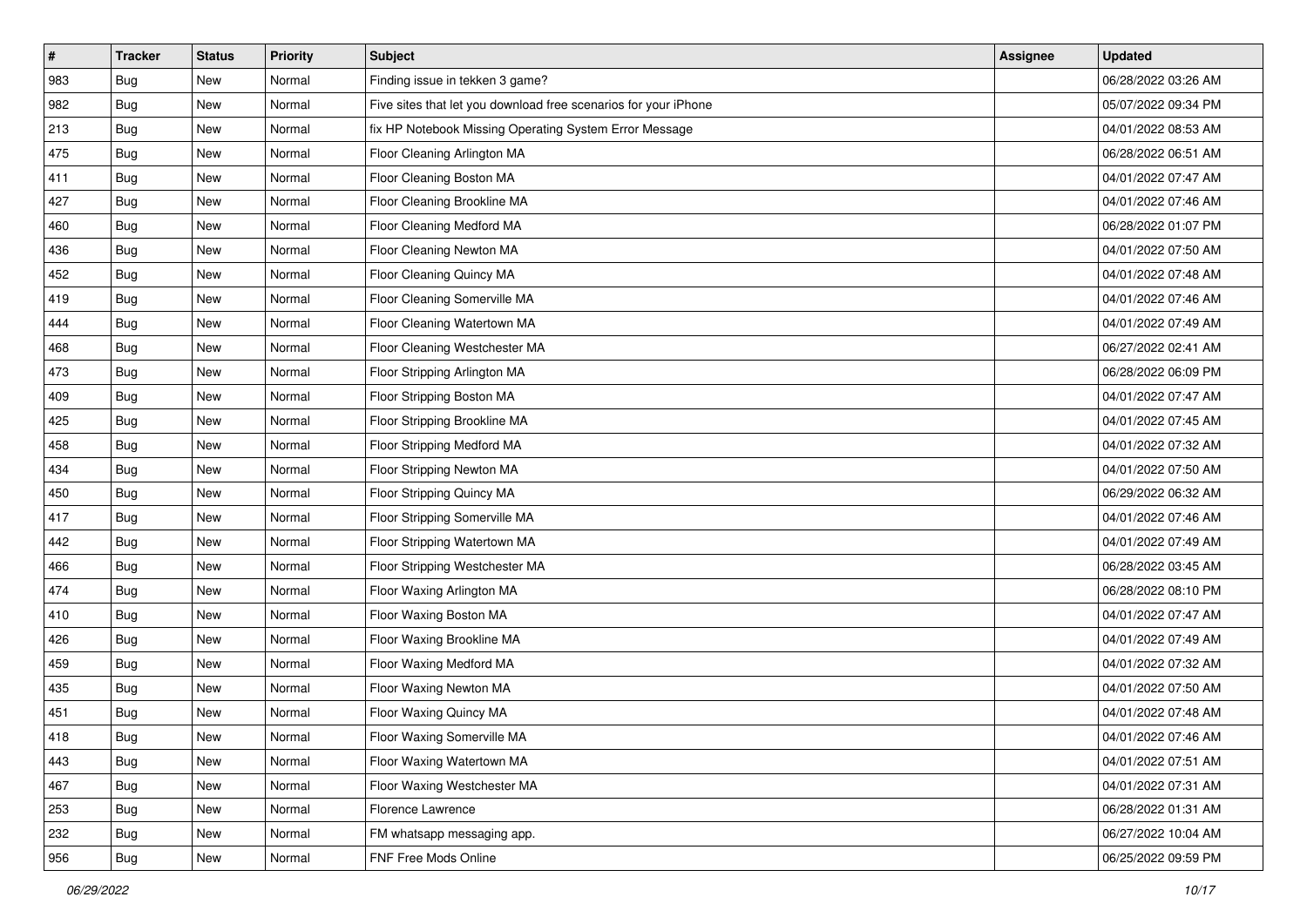| # | Tracker | Status | Priority | Subject | Assignee | Updated |
| --- | --- | --- | --- | --- | --- | --- |
| 983 | Bug | New | Normal | Finding issue in tekken 3 game? | | 06/28/2022 03:26 AM |
| 982 | Bug | New | Normal | Five sites that let you download free scenarios for your iPhone | | 05/07/2022 09:34 PM |
| 213 | Bug | New | Normal | fix HP Notebook Missing Operating System Error Message | | 04/01/2022 08:53 AM |
| 475 | Bug | New | Normal | Floor Cleaning Arlington MA | | 06/28/2022 06:51 AM |
| 411 | Bug | New | Normal | Floor Cleaning Boston MA | | 04/01/2022 07:47 AM |
| 427 | Bug | New | Normal | Floor Cleaning Brookline MA | | 04/01/2022 07:46 AM |
| 460 | Bug | New | Normal | Floor Cleaning Medford MA | | 06/28/2022 01:07 PM |
| 436 | Bug | New | Normal | Floor Cleaning Newton MA | | 04/01/2022 07:50 AM |
| 452 | Bug | New | Normal | Floor Cleaning Quincy MA | | 04/01/2022 07:48 AM |
| 419 | Bug | New | Normal | Floor Cleaning Somerville MA | | 04/01/2022 07:46 AM |
| 444 | Bug | New | Normal | Floor Cleaning Watertown MA | | 04/01/2022 07:49 AM |
| 468 | Bug | New | Normal | Floor Cleaning Westchester MA | | 06/27/2022 02:41 AM |
| 473 | Bug | New | Normal | Floor Stripping Arlington MA | | 06/28/2022 06:09 PM |
| 409 | Bug | New | Normal | Floor Stripping Boston MA | | 04/01/2022 07:47 AM |
| 425 | Bug | New | Normal | Floor Stripping Brookline MA | | 04/01/2022 07:45 AM |
| 458 | Bug | New | Normal | Floor Stripping Medford MA | | 04/01/2022 07:32 AM |
| 434 | Bug | New | Normal | Floor Stripping Newton MA | | 04/01/2022 07:50 AM |
| 450 | Bug | New | Normal | Floor Stripping Quincy MA | | 06/29/2022 06:32 AM |
| 417 | Bug | New | Normal | Floor Stripping Somerville MA | | 04/01/2022 07:46 AM |
| 442 | Bug | New | Normal | Floor Stripping Watertown MA | | 04/01/2022 07:49 AM |
| 466 | Bug | New | Normal | Floor Stripping Westchester MA | | 06/28/2022 03:45 AM |
| 474 | Bug | New | Normal | Floor Waxing Arlington MA | | 06/28/2022 08:10 PM |
| 410 | Bug | New | Normal | Floor Waxing Boston MA | | 04/01/2022 07:47 AM |
| 426 | Bug | New | Normal | Floor Waxing Brookline MA | | 04/01/2022 07:49 AM |
| 459 | Bug | New | Normal | Floor Waxing Medford MA | | 04/01/2022 07:32 AM |
| 435 | Bug | New | Normal | Floor Waxing Newton MA | | 04/01/2022 07:50 AM |
| 451 | Bug | New | Normal | Floor Waxing Quincy MA | | 04/01/2022 07:48 AM |
| 418 | Bug | New | Normal | Floor Waxing Somerville MA | | 04/01/2022 07:46 AM |
| 443 | Bug | New | Normal | Floor Waxing Watertown MA | | 04/01/2022 07:51 AM |
| 467 | Bug | New | Normal | Floor Waxing Westchester MA | | 04/01/2022 07:31 AM |
| 253 | Bug | New | Normal | Florence Lawrence | | 06/28/2022 01:31 AM |
| 232 | Bug | New | Normal | FM whatsapp messaging app. | | 06/27/2022 10:04 AM |
| 956 | Bug | New | Normal | FNF Free Mods Online | | 06/25/2022 09:59 PM |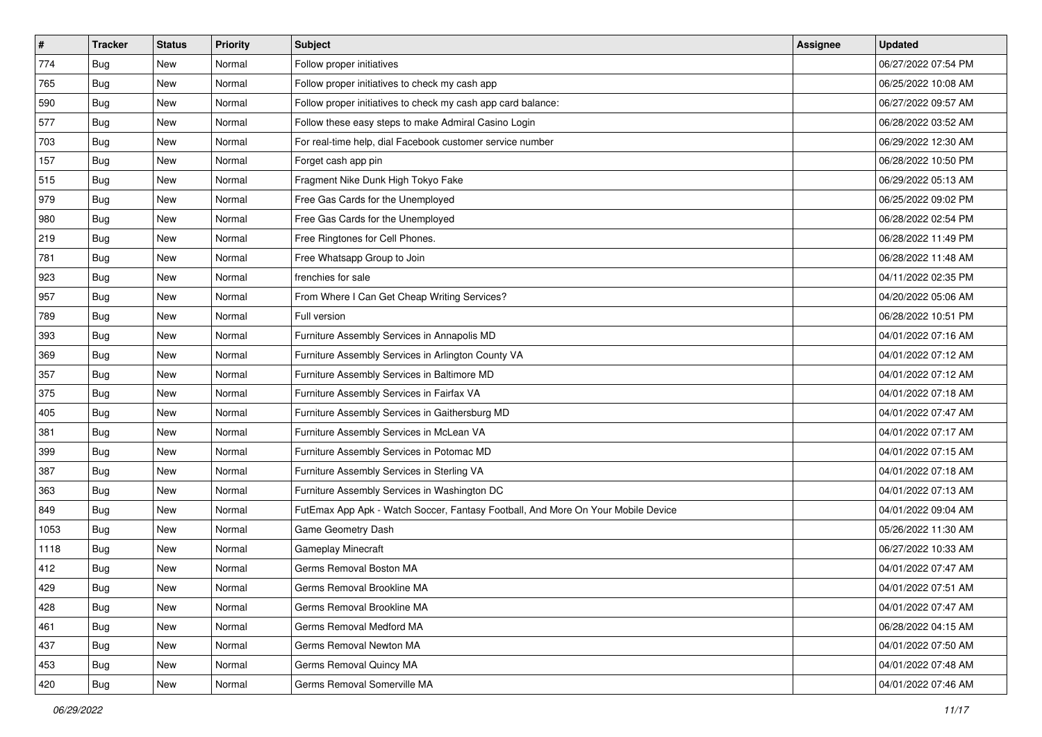| # | Tracker | Status | Priority | Subject | Assignee | Updated |
|---|---|---|---|---|---|---|
| 774 | Bug | New | Normal | Follow proper initiatives | | 06/27/2022 07:54 PM |
| 765 | Bug | New | Normal | Follow proper initiatives to check my cash app | | 06/25/2022 10:08 AM |
| 590 | Bug | New | Normal | Follow proper initiatives to check my cash app card balance: | | 06/27/2022 09:57 AM |
| 577 | Bug | New | Normal | Follow these easy steps to make Admiral Casino Login | | 06/28/2022 03:52 AM |
| 703 | Bug | New | Normal | For real-time help, dial Facebook customer service number | | 06/29/2022 12:30 AM |
| 157 | Bug | New | Normal | Forget cash app pin | | 06/28/2022 10:50 PM |
| 515 | Bug | New | Normal | Fragment Nike Dunk High Tokyo Fake | | 06/29/2022 05:13 AM |
| 979 | Bug | New | Normal | Free Gas Cards for the Unemployed | | 06/25/2022 09:02 PM |
| 980 | Bug | New | Normal | Free Gas Cards for the Unemployed | | 06/28/2022 02:54 PM |
| 219 | Bug | New | Normal | Free Ringtones for Cell Phones. | | 06/28/2022 11:49 PM |
| 781 | Bug | New | Normal | Free Whatsapp Group to Join | | 06/28/2022 11:48 AM |
| 923 | Bug | New | Normal | frenchies for sale | | 04/11/2022 02:35 PM |
| 957 | Bug | New | Normal | From Where I Can Get Cheap Writing Services? | | 04/20/2022 05:06 AM |
| 789 | Bug | New | Normal | Full version | | 06/28/2022 10:51 PM |
| 393 | Bug | New | Normal | Furniture Assembly Services in Annapolis MD | | 04/01/2022 07:16 AM |
| 369 | Bug | New | Normal | Furniture Assembly Services in Arlington County VA | | 04/01/2022 07:12 AM |
| 357 | Bug | New | Normal | Furniture Assembly Services in Baltimore MD | | 04/01/2022 07:12 AM |
| 375 | Bug | New | Normal | Furniture Assembly Services in Fairfax VA | | 04/01/2022 07:18 AM |
| 405 | Bug | New | Normal | Furniture Assembly Services in Gaithersburg MD | | 04/01/2022 07:47 AM |
| 381 | Bug | New | Normal | Furniture Assembly Services in McLean VA | | 04/01/2022 07:17 AM |
| 399 | Bug | New | Normal | Furniture Assembly Services in Potomac MD | | 04/01/2022 07:15 AM |
| 387 | Bug | New | Normal | Furniture Assembly Services in Sterling VA | | 04/01/2022 07:18 AM |
| 363 | Bug | New | Normal | Furniture Assembly Services in Washington DC | | 04/01/2022 07:13 AM |
| 849 | Bug | New | Normal | FutEmax App Apk - Watch Soccer, Fantasy Football, And More On Your Mobile Device | | 04/01/2022 09:04 AM |
| 1053 | Bug | New | Normal | Game Geometry Dash | | 05/26/2022 11:30 AM |
| 1118 | Bug | New | Normal | Gameplay Minecraft | | 06/27/2022 10:33 AM |
| 412 | Bug | New | Normal | Germs Removal Boston MA | | 04/01/2022 07:47 AM |
| 429 | Bug | New | Normal | Germs Removal Brookline MA | | 04/01/2022 07:51 AM |
| 428 | Bug | New | Normal | Germs Removal Brookline MA | | 04/01/2022 07:47 AM |
| 461 | Bug | New | Normal | Germs Removal Medford MA | | 06/28/2022 04:15 AM |
| 437 | Bug | New | Normal | Germs Removal Newton MA | | 04/01/2022 07:50 AM |
| 453 | Bug | New | Normal | Germs Removal Quincy MA | | 04/01/2022 07:48 AM |
| 420 | Bug | New | Normal | Germs Removal Somerville MA | | 04/01/2022 07:46 AM |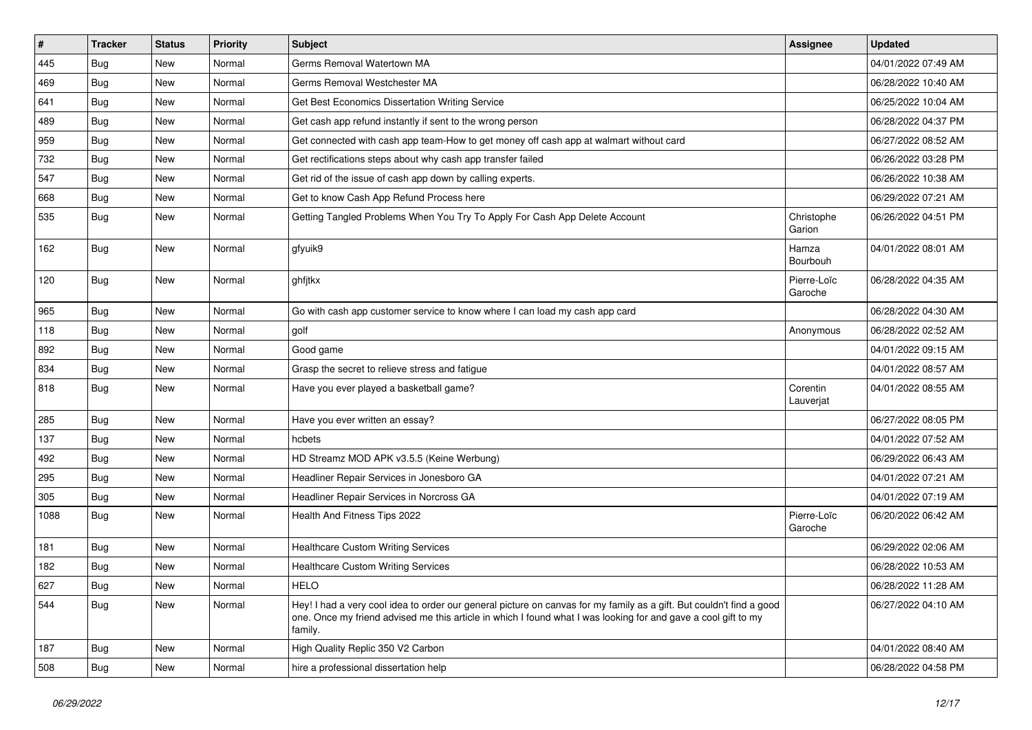| # | Tracker | Status | Priority | Subject | Assignee | Updated |
|---|---|---|---|---|---|---|
| 445 | Bug | New | Normal | Germs Removal Watertown MA | | 04/01/2022 07:49 AM |
| 469 | Bug | New | Normal | Germs Removal Westchester MA | | 06/28/2022 10:40 AM |
| 641 | Bug | New | Normal | Get Best Economics Dissertation Writing Service | | 06/25/2022 10:04 AM |
| 489 | Bug | New | Normal | Get cash app refund instantly if sent to the wrong person | | 06/28/2022 04:37 PM |
| 959 | Bug | New | Normal | Get connected with cash app team-How to get money off cash app at walmart without card | | 06/27/2022 08:52 AM |
| 732 | Bug | New | Normal | Get rectifications steps about why cash app transfer failed | | 06/26/2022 03:28 PM |
| 547 | Bug | New | Normal | Get rid of the issue of cash app down by calling experts. | | 06/26/2022 10:38 AM |
| 668 | Bug | New | Normal | Get to know Cash App Refund Process here | | 06/29/2022 07:21 AM |
| 535 | Bug | New | Normal | Getting Tangled Problems When You Try To Apply For Cash App Delete Account | Christophe Garion | 06/26/2022 04:51 PM |
| 162 | Bug | New | Normal | gfyuik9 | Hamza Bourbouh | 04/01/2022 08:01 AM |
| 120 | Bug | New | Normal | ghfjtkx | Pierre-Loïc Garoche | 06/28/2022 04:35 AM |
| 965 | Bug | New | Normal | Go with cash app customer service to know where I can load my cash app card | | 06/28/2022 04:30 AM |
| 118 | Bug | New | Normal | golf | Anonymous | 06/28/2022 02:52 AM |
| 892 | Bug | New | Normal | Good game | | 04/01/2022 09:15 AM |
| 834 | Bug | New | Normal | Grasp the secret to relieve stress and fatigue | | 04/01/2022 08:57 AM |
| 818 | Bug | New | Normal | Have you ever played a basketball game? | Corentin Lauverjat | 04/01/2022 08:55 AM |
| 285 | Bug | New | Normal | Have you ever written an essay? | | 06/27/2022 08:05 PM |
| 137 | Bug | New | Normal | hcbets | | 04/01/2022 07:52 AM |
| 492 | Bug | New | Normal | HD Streamz MOD APK v3.5.5 (Keine Werbung) | | 06/29/2022 06:43 AM |
| 295 | Bug | New | Normal | Headliner Repair Services in Jonesboro GA | | 04/01/2022 07:21 AM |
| 305 | Bug | New | Normal | Headliner Repair Services in Norcross GA | | 04/01/2022 07:19 AM |
| 1088 | Bug | New | Normal | Health And Fitness Tips 2022 | Pierre-Loïc Garoche | 06/20/2022 06:42 AM |
| 181 | Bug | New | Normal | Healthcare Custom Writing Services | | 06/29/2022 02:06 AM |
| 182 | Bug | New | Normal | Healthcare Custom Writing Services | | 06/28/2022 10:53 AM |
| 627 | Bug | New | Normal | HELO | | 06/28/2022 11:28 AM |
| 544 | Bug | New | Normal | Hey! I had a very cool idea to order our general picture on canvas for my family as a gift. But couldn't find a good one. Once my friend advised me this article in which I found what I was looking for and gave a cool gift to my family. | | 06/27/2022 04:10 AM |
| 187 | Bug | New | Normal | High Quality Replic 350 V2 Carbon | | 04/01/2022 08:40 AM |
| 508 | Bug | New | Normal | hire a professional dissertation help | | 06/28/2022 04:58 PM |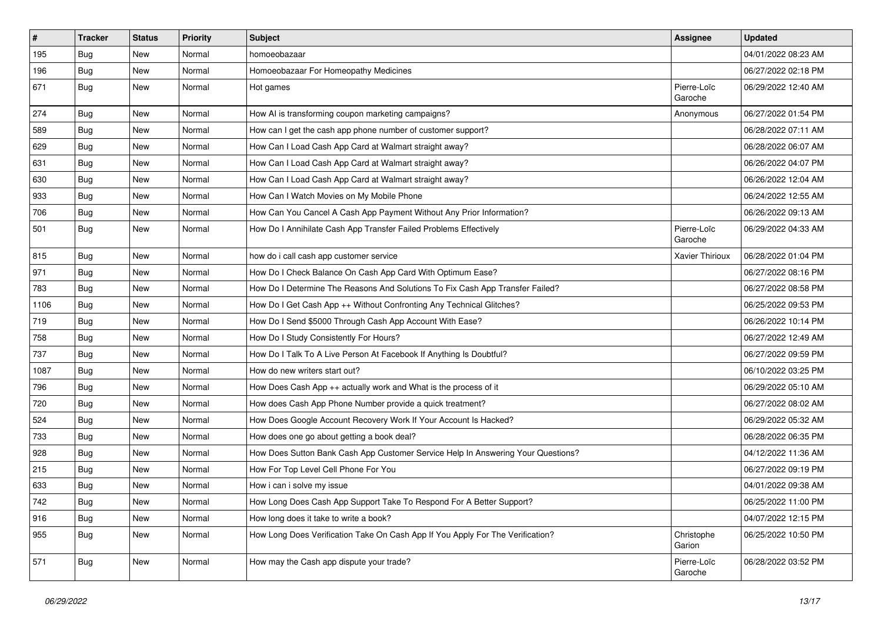| # | Tracker | Status | Priority | Subject | Assignee | Updated |
|---|---|---|---|---|---|---|
| 195 | Bug | New | Normal | homoeobazaar | | 04/01/2022 08:23 AM |
| 196 | Bug | New | Normal | Homoeobazaar For Homeopathy Medicines | | 06/27/2022 02:18 PM |
| 671 | Bug | New | Normal | Hot games | Pierre-Loïc Garoche | 06/29/2022 12:40 AM |
| 274 | Bug | New | Normal | How AI is transforming coupon marketing campaigns? | Anonymous | 06/27/2022 01:54 PM |
| 589 | Bug | New | Normal | How can I get the cash app phone number of customer support? | | 06/28/2022 07:11 AM |
| 629 | Bug | New | Normal | How Can I Load Cash App Card at Walmart straight away? | | 06/28/2022 06:07 AM |
| 631 | Bug | New | Normal | How Can I Load Cash App Card at Walmart straight away? | | 06/26/2022 04:07 PM |
| 630 | Bug | New | Normal | How Can I Load Cash App Card at Walmart straight away? | | 06/26/2022 12:04 AM |
| 933 | Bug | New | Normal | How Can I Watch Movies on My Mobile Phone | | 06/24/2022 12:55 AM |
| 706 | Bug | New | Normal | How Can You Cancel A Cash App Payment Without Any Prior Information? | | 06/26/2022 09:13 AM |
| 501 | Bug | New | Normal | How Do I Annihilate Cash App Transfer Failed Problems Effectively | Pierre-Loïc Garoche | 06/29/2022 04:33 AM |
| 815 | Bug | New | Normal | how do i call cash app customer service | Xavier Thirioux | 06/28/2022 01:04 PM |
| 971 | Bug | New | Normal | How Do I Check Balance On Cash App Card With Optimum Ease? | | 06/27/2022 08:16 PM |
| 783 | Bug | New | Normal | How Do I Determine The Reasons And Solutions To Fix Cash App Transfer Failed? | | 06/27/2022 08:58 PM |
| 1106 | Bug | New | Normal | How Do I Get Cash App ++ Without Confronting Any Technical Glitches? | | 06/25/2022 09:53 PM |
| 719 | Bug | New | Normal | How Do I Send $5000 Through Cash App Account With Ease? | | 06/26/2022 10:14 PM |
| 758 | Bug | New | Normal | How Do I Study Consistently For Hours? | | 06/27/2022 12:49 AM |
| 737 | Bug | New | Normal | How Do I Talk To A Live Person At Facebook If Anything Is Doubtful? | | 06/27/2022 09:59 PM |
| 1087 | Bug | New | Normal | How do new writers start out? | | 06/10/2022 03:25 PM |
| 796 | Bug | New | Normal | How Does Cash App ++ actually work and What is the process of it | | 06/29/2022 05:10 AM |
| 720 | Bug | New | Normal | How does Cash App Phone Number provide a quick treatment? | | 06/27/2022 08:02 AM |
| 524 | Bug | New | Normal | How Does Google Account Recovery Work If Your Account Is Hacked? | | 06/29/2022 05:32 AM |
| 733 | Bug | New | Normal | How does one go about getting a book deal? | | 06/28/2022 06:35 PM |
| 928 | Bug | New | Normal | How Does Sutton Bank Cash App Customer Service Help In Answering Your Questions? | | 04/12/2022 11:36 AM |
| 215 | Bug | New | Normal | How For Top Level Cell Phone For You | | 06/27/2022 09:19 PM |
| 633 | Bug | New | Normal | How i can i solve my issue | | 04/01/2022 09:38 AM |
| 742 | Bug | New | Normal | How Long Does Cash App Support Take To Respond For A Better Support? | | 06/25/2022 11:00 PM |
| 916 | Bug | New | Normal | How long does it take to write a book? | | 04/07/2022 12:15 PM |
| 955 | Bug | New | Normal | How Long Does Verification Take On Cash App If You Apply For The Verification? | Christophe Garion | 06/25/2022 10:50 PM |
| 571 | Bug | New | Normal | How may the Cash app dispute your trade? | Pierre-Loïc Garoche | 06/28/2022 03:52 PM |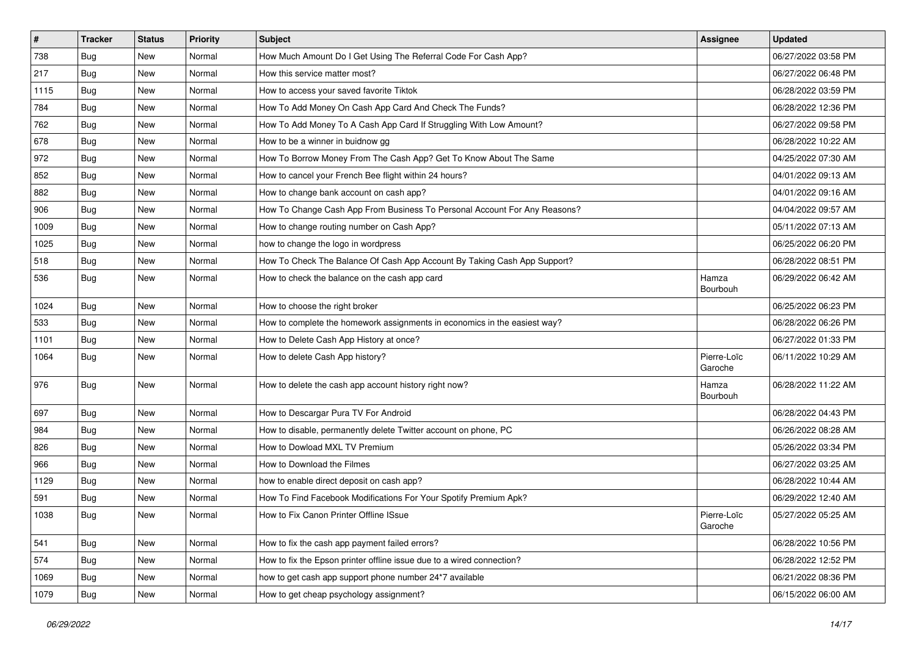| # | Tracker | Status | Priority | Subject | Assignee | Updated |
|---|---|---|---|---|---|---|
| 738 | Bug | New | Normal | How Much Amount Do I Get Using The Referral Code For Cash App? | | 06/27/2022 03:58 PM |
| 217 | Bug | New | Normal | How this service matter most? | | 06/27/2022 06:48 PM |
| 1115 | Bug | New | Normal | How to access your saved favorite Tiktok | | 06/28/2022 03:59 PM |
| 784 | Bug | New | Normal | How To Add Money On Cash App Card And Check The Funds? | | 06/28/2022 12:36 PM |
| 762 | Bug | New | Normal | How To Add Money To A Cash App Card If Struggling With Low Amount? | | 06/27/2022 09:58 PM |
| 678 | Bug | New | Normal | How to be a winner in buidnow gg | | 06/28/2022 10:22 AM |
| 972 | Bug | New | Normal | How To Borrow Money From The Cash App? Get To Know About The Same | | 04/25/2022 07:30 AM |
| 852 | Bug | New | Normal | How to cancel your French Bee flight within 24 hours? | | 04/01/2022 09:13 AM |
| 882 | Bug | New | Normal | How to change bank account on cash app? | | 04/01/2022 09:16 AM |
| 906 | Bug | New | Normal | How To Change Cash App From Business To Personal Account For Any Reasons? | | 04/04/2022 09:57 AM |
| 1009 | Bug | New | Normal | How to change routing number on Cash App? | | 05/11/2022 07:13 AM |
| 1025 | Bug | New | Normal | how to change the logo in wordpress | | 06/25/2022 06:20 PM |
| 518 | Bug | New | Normal | How To Check The Balance Of Cash App Account By Taking Cash App Support? | | 06/28/2022 08:51 PM |
| 536 | Bug | New | Normal | How to check the balance on the cash app card | Hamza Bourbouh | 06/29/2022 06:42 AM |
| 1024 | Bug | New | Normal | How to choose the right broker | | 06/25/2022 06:23 PM |
| 533 | Bug | New | Normal | How to complete the homework assignments in economics in the easiest way? | | 06/28/2022 06:26 PM |
| 1101 | Bug | New | Normal | How to Delete Cash App History at once? | | 06/27/2022 01:33 PM |
| 1064 | Bug | New | Normal | How to delete Cash App history? | Pierre-Loïc Garoche | 06/11/2022 10:29 AM |
| 976 | Bug | New | Normal | How to delete the cash app account history right now? | Hamza Bourbouh | 06/28/2022 11:22 AM |
| 697 | Bug | New | Normal | How to Descargar Pura TV For Android | | 06/28/2022 04:43 PM |
| 984 | Bug | New | Normal | How to disable, permanently delete Twitter account on phone, PC | | 06/26/2022 08:28 AM |
| 826 | Bug | New | Normal | How to Dowload MXL TV Premium | | 05/26/2022 03:34 PM |
| 966 | Bug | New | Normal | How to Download the Filmes | | 06/27/2022 03:25 AM |
| 1129 | Bug | New | Normal | how to enable direct deposit on cash app? | | 06/28/2022 10:44 AM |
| 591 | Bug | New | Normal | How To Find Facebook Modifications For Your Spotify Premium Apk? | | 06/29/2022 12:40 AM |
| 1038 | Bug | New | Normal | How to Fix Canon Printer Offline ISsue | Pierre-Loïc Garoche | 05/27/2022 05:25 AM |
| 541 | Bug | New | Normal | How to fix the cash app payment failed errors? | | 06/28/2022 10:56 PM |
| 574 | Bug | New | Normal | How to fix the Epson printer offline issue due to a wired connection? | | 06/28/2022 12:52 PM |
| 1069 | Bug | New | Normal | how to get cash app support phone number 24*7 available | | 06/21/2022 08:36 PM |
| 1079 | Bug | New | Normal | How to get cheap psychology assignment? | | 06/15/2022 06:00 AM |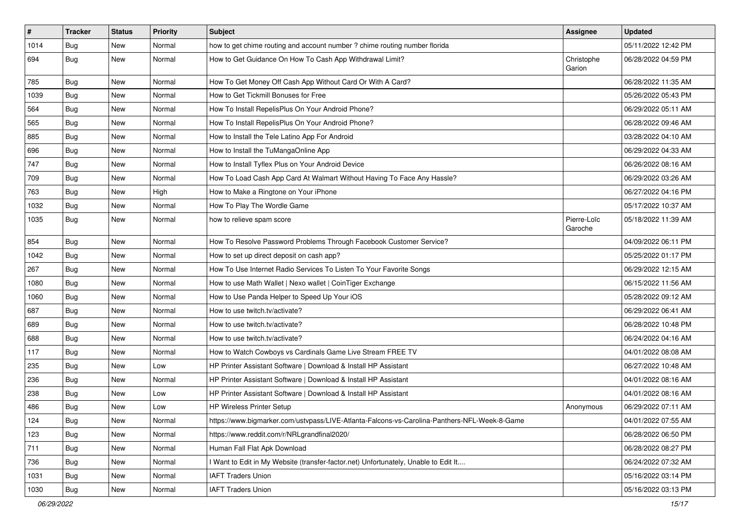| # | Tracker | Status | Priority | Subject | Assignee | Updated |
| --- | --- | --- | --- | --- | --- | --- |
| 1014 | Bug | New | Normal | how to get chime routing and account number ? chime routing number florida | | 05/11/2022 12:42 PM |
| 694 | Bug | New | Normal | How to Get Guidance On How To Cash App Withdrawal Limit? | Christophe Garion | 06/28/2022 04:59 PM |
| 785 | Bug | New | Normal | How To Get Money Off Cash App Without Card Or With A Card? | | 06/28/2022 11:35 AM |
| 1039 | Bug | New | Normal | How to Get Tickmill Bonuses for Free | | 05/26/2022 05:43 PM |
| 564 | Bug | New | Normal | How To Install RepelisPlus On Your Android Phone? | | 06/29/2022 05:11 AM |
| 565 | Bug | New | Normal | How To Install RepelisPlus On Your Android Phone? | | 06/28/2022 09:46 AM |
| 885 | Bug | New | Normal | How to Install the Tele Latino App For Android | | 03/28/2022 04:10 AM |
| 696 | Bug | New | Normal | How to Install the TuMangaOnline App | | 06/29/2022 04:33 AM |
| 747 | Bug | New | Normal | How to Install Tyflex Plus on Your Android Device | | 06/26/2022 08:16 AM |
| 709 | Bug | New | Normal | How To Load Cash App Card At Walmart Without Having To Face Any Hassle? | | 06/29/2022 03:26 AM |
| 763 | Bug | New | High | How to Make a Ringtone on Your iPhone | | 06/27/2022 04:16 PM |
| 1032 | Bug | New | Normal | How To Play The Wordle Game | | 05/17/2022 10:37 AM |
| 1035 | Bug | New | Normal | how to relieve spam score | Pierre-Loïc Garoche | 05/18/2022 11:39 AM |
| 854 | Bug | New | Normal | How To Resolve Password Problems Through Facebook Customer Service? | | 04/09/2022 06:11 PM |
| 1042 | Bug | New | Normal | How to set up direct deposit on cash app? | | 05/25/2022 01:17 PM |
| 267 | Bug | New | Normal | How To Use Internet Radio Services To Listen To Your Favorite Songs | | 06/29/2022 12:15 AM |
| 1080 | Bug | New | Normal | How to use Math Wallet \| Nexo wallet \| CoinTiger Exchange | | 06/15/2022 11:56 AM |
| 1060 | Bug | New | Normal | How to Use Panda Helper to Speed Up Your iOS | | 05/28/2022 09:12 AM |
| 687 | Bug | New | Normal | How to use twitch.tv/activate? | | 06/29/2022 06:41 AM |
| 689 | Bug | New | Normal | How to use twitch.tv/activate? | | 06/28/2022 10:48 PM |
| 688 | Bug | New | Normal | How to use twitch.tv/activate? | | 06/24/2022 04:16 AM |
| 117 | Bug | New | Normal | How to Watch Cowboys vs Cardinals Game Live Stream FREE TV | | 04/01/2022 08:08 AM |
| 235 | Bug | New | Low | HP Printer Assistant Software \| Download & Install HP Assistant | | 06/27/2022 10:48 AM |
| 236 | Bug | New | Normal | HP Printer Assistant Software \| Download & Install HP Assistant | | 04/01/2022 08:16 AM |
| 238 | Bug | New | Low | HP Printer Assistant Software \| Download & Install HP Assistant | | 04/01/2022 08:16 AM |
| 486 | Bug | New | Low | HP Wireless Printer Setup | Anonymous | 06/29/2022 07:11 AM |
| 124 | Bug | New | Normal | https://www.bigmarker.com/ustvpass/LIVE-Atlanta-Falcons-vs-Carolina-Panthers-NFL-Week-8-Game | | 04/01/2022 07:55 AM |
| 123 | Bug | New | Normal | https://www.reddit.com/r/NRLgrandfinal2020/ | | 06/28/2022 06:50 PM |
| 711 | Bug | New | Normal | Human Fall Flat Apk Download | | 06/28/2022 08:27 PM |
| 736 | Bug | New | Normal | I Want to Edit in My Website (transfer-factor.net) Unfortunately, Unable to Edit It.... | | 06/24/2022 07:32 AM |
| 1031 | Bug | New | Normal | IAFT Traders Union | | 05/16/2022 03:14 PM |
| 1030 | Bug | New | Normal | IAFT Traders Union | | 05/16/2022 03:13 PM |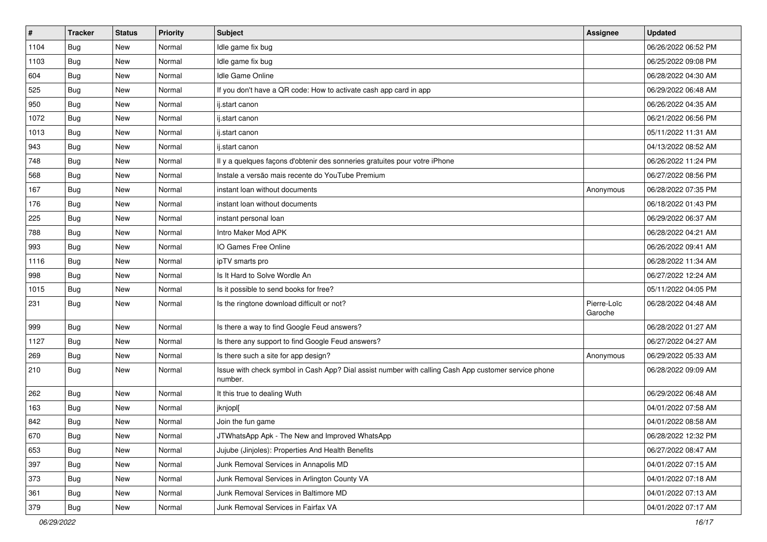| # | Tracker | Status | Priority | Subject | Assignee | Updated |
|---|---|---|---|---|---|---|
| 1104 | Bug | New | Normal | Idle game fix bug | | 06/26/2022 06:52 PM |
| 1103 | Bug | New | Normal | Idle game fix bug | | 06/25/2022 09:08 PM |
| 604 | Bug | New | Normal | Idle Game Online | | 06/28/2022 04:30 AM |
| 525 | Bug | New | Normal | If you don't have a QR code: How to activate cash app card in app | | 06/29/2022 06:48 AM |
| 950 | Bug | New | Normal | ij.start canon | | 06/26/2022 04:35 AM |
| 1072 | Bug | New | Normal | ij.start canon | | 06/21/2022 06:56 PM |
| 1013 | Bug | New | Normal | ij.start canon | | 05/11/2022 11:31 AM |
| 943 | Bug | New | Normal | ij.start canon | | 04/13/2022 08:52 AM |
| 748 | Bug | New | Normal | Il y a quelques façons d'obtenir des sonneries gratuites pour votre iPhone | | 06/26/2022 11:24 PM |
| 568 | Bug | New | Normal | Instale a versão mais recente do YouTube Premium | | 06/27/2022 08:56 PM |
| 167 | Bug | New | Normal | instant loan without documents | Anonymous | 06/28/2022 07:35 PM |
| 176 | Bug | New | Normal | instant loan without documents | | 06/18/2022 01:43 PM |
| 225 | Bug | New | Normal | instant personal loan | | 06/29/2022 06:37 AM |
| 788 | Bug | New | Normal | Intro Maker Mod APK | | 06/28/2022 04:21 AM |
| 993 | Bug | New | Normal | IO Games Free Online | | 06/26/2022 09:41 AM |
| 1116 | Bug | New | Normal | ipTV smarts pro | | 06/28/2022 11:34 AM |
| 998 | Bug | New | Normal | Is It Hard to Solve Wordle An | | 06/27/2022 12:24 AM |
| 1015 | Bug | New | Normal | Is it possible to send books for free? | | 05/11/2022 04:05 PM |
| 231 | Bug | New | Normal | Is the ringtone download difficult or not? | Pierre-Loïc Garoche | 06/28/2022 04:48 AM |
| 999 | Bug | New | Normal | Is there a way to find Google Feud answers? | | 06/28/2022 01:27 AM |
| 1127 | Bug | New | Normal | Is there any support to find Google Feud answers? | | 06/27/2022 04:27 AM |
| 269 | Bug | New | Normal | Is there such a site for app design? | Anonymous | 06/29/2022 05:33 AM |
| 210 | Bug | New | Normal | Issue with check symbol in Cash App? Dial assist number with calling Cash App customer service phone number. | | 06/28/2022 09:09 AM |
| 262 | Bug | New | Normal | It this true to dealing Wuth | | 06/29/2022 06:48 AM |
| 163 | Bug | New | Normal | jknjopl[ | | 04/01/2022 07:58 AM |
| 842 | Bug | New | Normal | Join the fun game | | 04/01/2022 08:58 AM |
| 670 | Bug | New | Normal | JTWhatsApp Apk - The New and Improved WhatsApp | | 06/28/2022 12:32 PM |
| 653 | Bug | New | Normal | Jujube (Jinjoles): Properties And Health Benefits | | 06/27/2022 08:47 AM |
| 397 | Bug | New | Normal | Junk Removal Services in Annapolis MD | | 04/01/2022 07:15 AM |
| 373 | Bug | New | Normal | Junk Removal Services in Arlington County VA | | 04/01/2022 07:18 AM |
| 361 | Bug | New | Normal | Junk Removal Services in Baltimore MD | | 04/01/2022 07:13 AM |
| 379 | Bug | New | Normal | Junk Removal Services in Fairfax VA | | 04/01/2022 07:17 AM |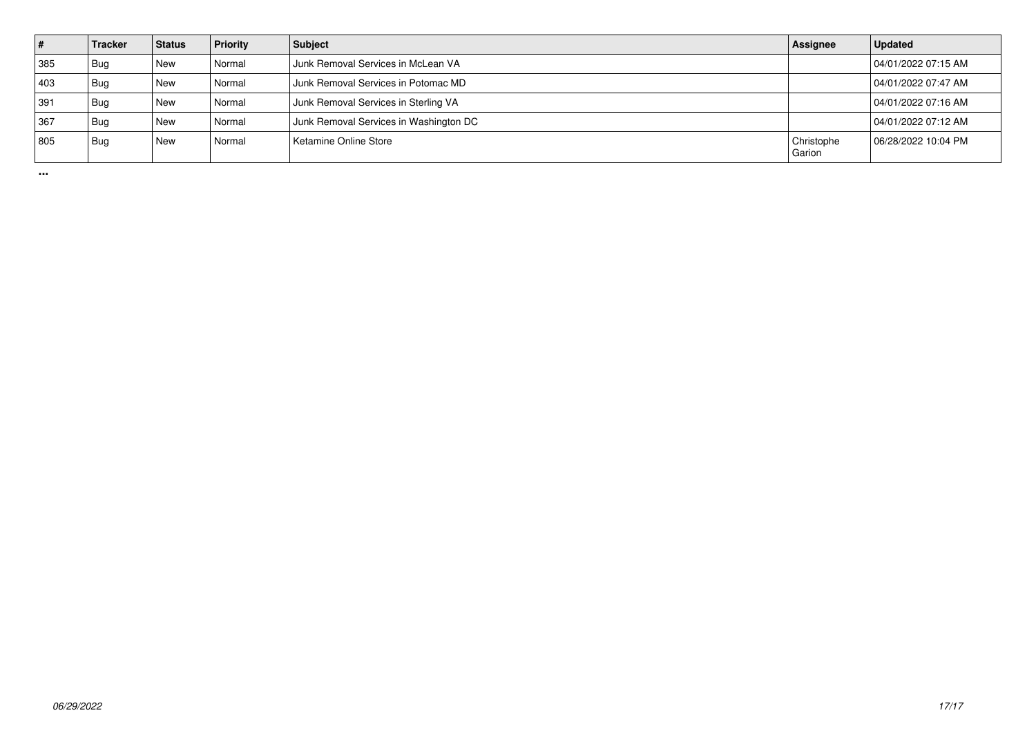| # | Tracker | Status | Priority | Subject | Assignee | Updated |
|---|---|---|---|---|---|---|
| 385 | Bug | New | Normal | Junk Removal Services in McLean VA | | 04/01/2022 07:15 AM |
| 403 | Bug | New | Normal | Junk Removal Services in Potomac MD | | 04/01/2022 07:47 AM |
| 391 | Bug | New | Normal | Junk Removal Services in Sterling VA | | 04/01/2022 07:16 AM |
| 367 | Bug | New | Normal | Junk Removal Services in Washington DC | | 04/01/2022 07:12 AM |
| 805 | Bug | New | Normal | Ketamine Online Store | Christophe Garion | 06/28/2022 10:04 PM |

...